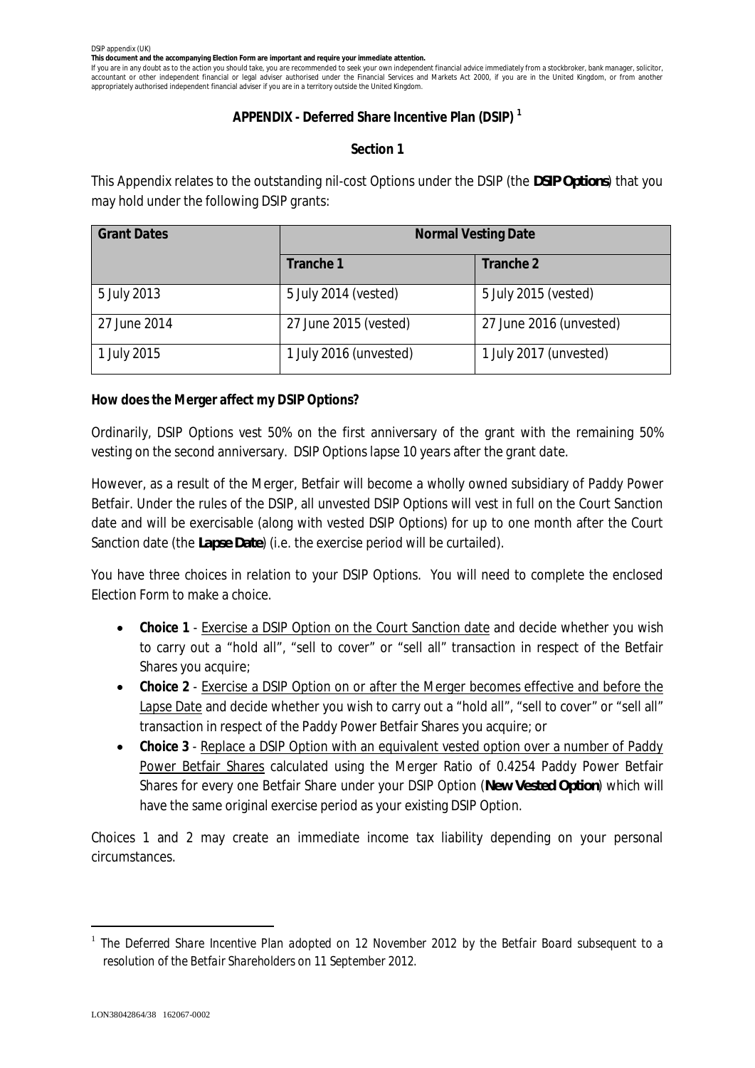DSIP appendix (UK)

**This document and the accompanying Election Form are important and require your immediate attention.**

If you are in any doubt as to the action you should take, you are recommended to seek your own independent financial advice immediately from a stockbroker, bank manager, solicitor, accountant or other independent financial or legal adviser authorised under the Financial Services and Markets Act 2000, if you are in the United Kingdom, or from another appropriately authorised independent financial adviser if you are in a territory outside the United Kingdom.

## APPENDIX - Deferred Share Incentive Plan (DSIP) [1]

### Section 1

This Appendix relates to the outstanding nil-cost Options under the DSIP (the **DSIP Options**) that you may hold under the following DSIP grants:

| Grant Dates | Normal Vesting Date | |
|---|---|---|
| | Tranche 1 | Tranche 2 |
| 5 July 2013 | 5 July 2014 (vested) | 5 July 2015 (vested) |
| 27 June 2014 | 27 June 2015 (vested) | 27 June 2016 (unvested) |
| 1 July 2015 | 1 July 2016 (unvested) | 1 July 2017 (unvested) |

**How does the Merger affect my DSIP Options?**

Ordinarily, DSIP Options vest 50% on the first anniversary of the grant with the remaining 50% vesting on the second anniversary. DSIP Options lapse 10 years after the grant date.

However, as a result of the Merger, Betfair will become a wholly owned subsidiary of Paddy Power Betfair. Under the rules of the DSIP, all unvested DSIP Options will vest in full on the Court Sanction date and will be exercisable (along with vested DSIP Options) for up to one month after the Court Sanction date (the **Lapse Date**) (i.e. the exercise period will be curtailed).

You have three choices in relation to your DSIP Options. You will need to complete the enclosed Election Form to make a choice.

- **Choice 1** - Exercise a DSIP Option on the Court Sanction date and decide whether you wish to carry out a "hold all", "sell to cover" or "sell all" transaction in respect of the Betfair Shares you acquire;
- **Choice 2** - Exercise a DSIP Option on or after the Merger becomes effective and before the Lapse Date and decide whether you wish to carry out a "hold all", "sell to cover" or "sell all" transaction in respect of the Paddy Power Betfair Shares you acquire; or
- **Choice 3** - Replace a DSIP Option with an equivalent vested option over a number of Paddy Power Betfair Shares calculated using the Merger Ratio of 0.4254 Paddy Power Betfair Shares for every one Betfair Share under your DSIP Option (**New Vested Option**) which will have the same original exercise period as your existing DSIP Option.

Choices 1 and 2 may create an immediate income tax liability depending on your personal circumstances.

[1] *The Deferred Share Incentive Plan adopted on 12 November 2012 by the Betfair Board subsequent to a resolution of the Betfair Shareholders on 11 September 2012.*

LON38042864/38 162067-0002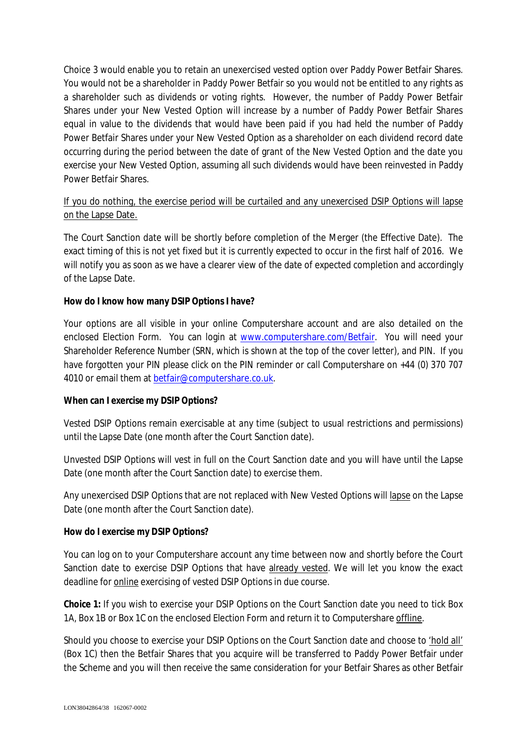Choice 3 would enable you to retain an unexercised vested option over Paddy Power Betfair Shares. You would not be a shareholder in Paddy Power Betfair so you would not be entitled to any rights as a shareholder such as dividends or voting rights. However, the number of Paddy Power Betfair Shares under your New Vested Option will increase by a number of Paddy Power Betfair Shares equal in value to the dividends that would have been paid if you had held the number of Paddy Power Betfair Shares under your New Vested Option as a shareholder on each dividend record date occurring during the period between the date of grant of the New Vested Option and the date you exercise your New Vested Option, assuming all such dividends would have been reinvested in Paddy Power Betfair Shares.

If you do nothing, the exercise period will be curtailed and any unexercised DSIP Options will lapse on the Lapse Date.

The Court Sanction date will be shortly before completion of the Merger (the Effective Date). The exact timing of this is not yet fixed but it is currently expected to occur in the first half of 2016. We will notify you as soon as we have a clearer view of the date of expected completion and accordingly of the Lapse Date.

**How do I know how many DSIP Options I have?**

Your options are all visible in your online Computershare account and are also detailed on the enclosed Election Form. You can login at www.computershare.com/Betfair. You will need your Shareholder Reference Number (SRN, which is shown at the top of the cover letter), and PIN. If you have forgotten your PIN please click on the PIN reminder or call Computershare on +44 (0) 370 707 4010 or email them at betfair@computershare.co.uk.

**When can I exercise my DSIP Options?**

Vested DSIP Options remain exercisable at any time (subject to usual restrictions and permissions) until the Lapse Date (one month after the Court Sanction date).

Unvested DSIP Options will vest in full on the Court Sanction date and you will have until the Lapse Date (one month after the Court Sanction date) to exercise them.

Any unexercised DSIP Options that are not replaced with New Vested Options will lapse on the Lapse Date (one month after the Court Sanction date).

**How do I exercise my DSIP Options?**

You can log on to your Computershare account any time between now and shortly before the Court Sanction date to exercise DSIP Options that have already vested. We will let you know the exact deadline for online exercising of vested DSIP Options in due course.

**Choice 1:** If you wish to exercise your DSIP Options on the Court Sanction date you need to tick Box 1A, Box 1B or Box 1C on the enclosed Election Form and return it to Computershare offline.

Should you choose to exercise your DSIP Options on the Court Sanction date and choose to 'hold all' (Box 1C) then the Betfair Shares that you acquire will be transferred to Paddy Power Betfair under the Scheme and you will then receive the same consideration for your Betfair Shares as other Betfair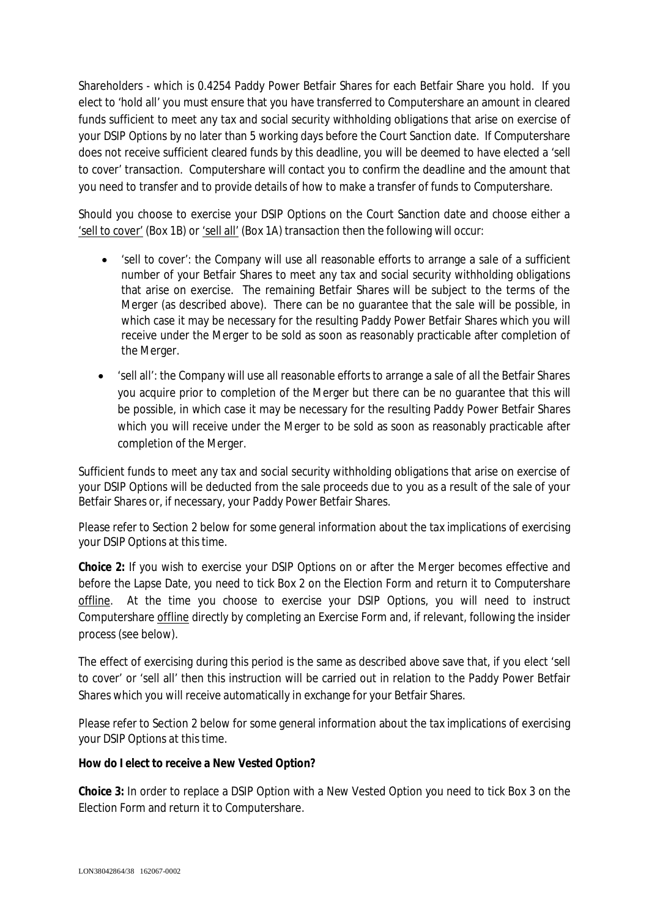Shareholders - which is 0.4254 Paddy Power Betfair Shares for each Betfair Share you hold. If you elect to 'hold all' you must ensure that you have transferred to Computershare an amount in cleared funds sufficient to meet any tax and social security withholding obligations that arise on exercise of your DSIP Options by no later than 5 working days before the Court Sanction date. If Computershare does not receive sufficient cleared funds by this deadline, you will be deemed to have elected a 'sell to cover' transaction. Computershare will contact you to confirm the deadline and the amount that you need to transfer and to provide details of how to make a transfer of funds to Computershare.

Should you choose to exercise your DSIP Options on the Court Sanction date and choose either a 'sell to cover' (Box 1B) or 'sell all' (Box 1A) transaction then the following will occur:

- 'sell to cover': the Company will use all reasonable efforts to arrange a sale of a sufficient number of your Betfair Shares to meet any tax and social security withholding obligations that arise on exercise. The remaining Betfair Shares will be subject to the terms of the Merger (as described above). There can be no guarantee that the sale will be possible, in which case it may be necessary for the resulting Paddy Power Betfair Shares which you will receive under the Merger to be sold as soon as reasonably practicable after completion of the Merger.
- 'sell all': the Company will use all reasonable efforts to arrange a sale of all the Betfair Shares you acquire prior to completion of the Merger but there can be no guarantee that this will be possible, in which case it may be necessary for the resulting Paddy Power Betfair Shares which you will receive under the Merger to be sold as soon as reasonably practicable after completion of the Merger.

Sufficient funds to meet any tax and social security withholding obligations that arise on exercise of your DSIP Options will be deducted from the sale proceeds due to you as a result of the sale of your Betfair Shares or, if necessary, your Paddy Power Betfair Shares.

Please refer to Section 2 below for some general information about the tax implications of exercising your DSIP Options at this time.

**Choice 2:** If you wish to exercise your DSIP Options on or after the Merger becomes effective and before the Lapse Date, you need to tick Box 2 on the Election Form and return it to Computershare offline. At the time you choose to exercise your DSIP Options, you will need to instruct Computershare offline directly by completing an Exercise Form and, if relevant, following the insider process (see below).

The effect of exercising during this period is the same as described above save that, if you elect 'sell to cover' or 'sell all' then this instruction will be carried out in relation to the Paddy Power Betfair Shares which you will receive automatically in exchange for your Betfair Shares.

Please refer to Section 2 below for some general information about the tax implications of exercising your DSIP Options at this time.

**How do I elect to receive a New Vested Option?**

**Choice 3:** In order to replace a DSIP Option with a New Vested Option you need to tick Box 3 on the Election Form and return it to Computershare.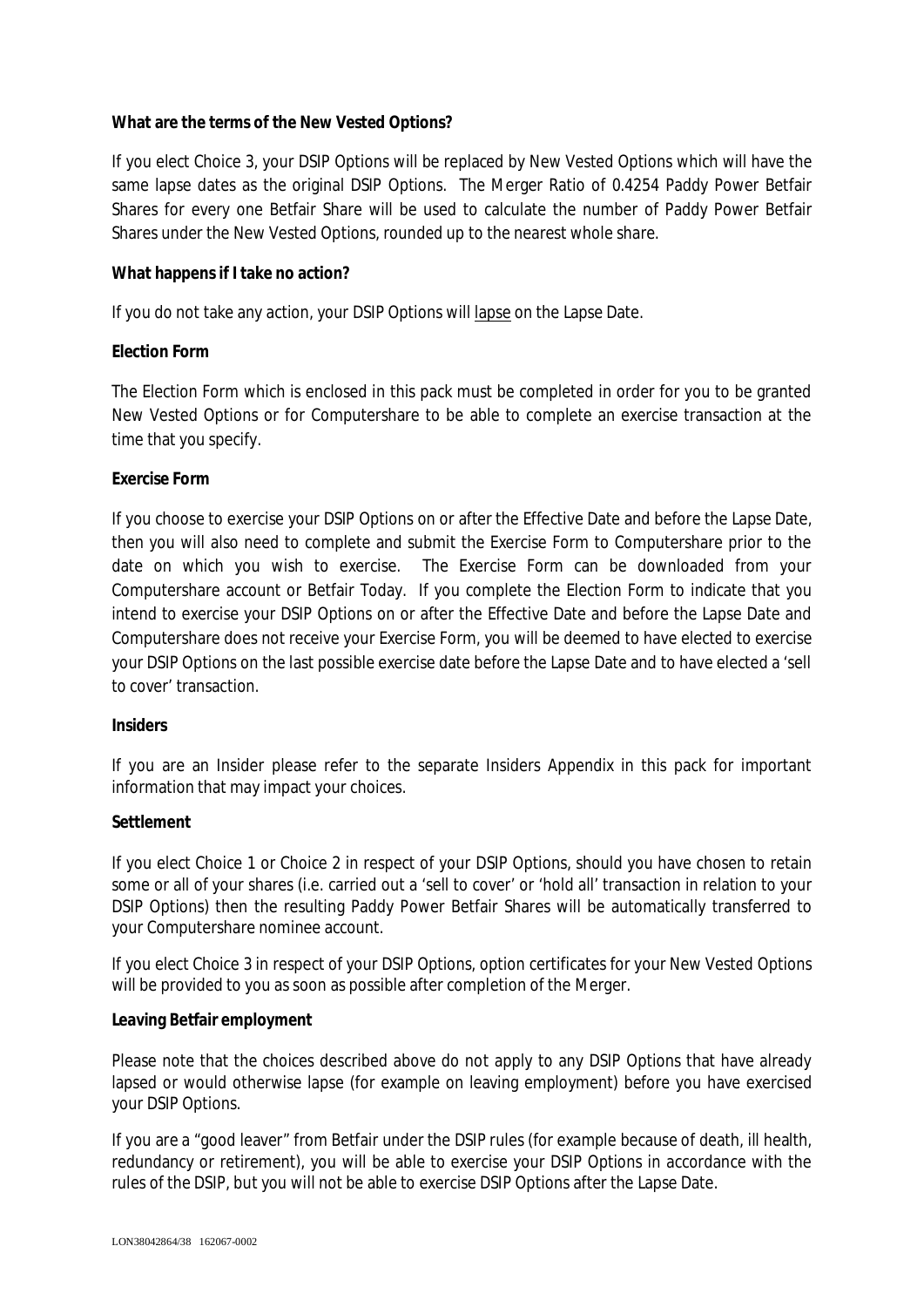**What are the terms of the New Vested Options?**

If you elect Choice 3, your DSIP Options will be replaced by New Vested Options which will have the same lapse dates as the original DSIP Options. The Merger Ratio of 0.4254 Paddy Power Betfair Shares for every one Betfair Share will be used to calculate the number of Paddy Power Betfair Shares under the New Vested Options, rounded up to the nearest whole share.

**What happens if I take no action?**

If you do not take any action, your DSIP Options will lapse on the Lapse Date.

**Election Form**

The Election Form which is enclosed in this pack must be completed in order for you to be granted New Vested Options or for Computershare to be able to complete an exercise transaction at the time that you specify.

**Exercise Form**

If you choose to exercise your DSIP Options on or after the Effective Date and before the Lapse Date, then you will also need to complete and submit the Exercise Form to Computershare prior to the date on which you wish to exercise. The Exercise Form can be downloaded from your Computershare account or Betfair Today. If you complete the Election Form to indicate that you intend to exercise your DSIP Options on or after the Effective Date and before the Lapse Date and Computershare does not receive your Exercise Form, you will be deemed to have elected to exercise your DSIP Options on the last possible exercise date before the Lapse Date and to have elected a 'sell to cover' transaction.

**Insiders**

If you are an Insider please refer to the separate Insiders Appendix in this pack for important information that may impact your choices.

**Settlement**

If you elect Choice 1 or Choice 2 in respect of your DSIP Options, should you have chosen to retain some or all of your shares (i.e. carried out a 'sell to cover' or 'hold all' transaction in relation to your DSIP Options) then the resulting Paddy Power Betfair Shares will be automatically transferred to your Computershare nominee account.

If you elect Choice 3 in respect of your DSIP Options, option certificates for your New Vested Options will be provided to you as soon as possible after completion of the Merger.

**Leaving Betfair employment**

Please note that the choices described above do not apply to any DSIP Options that have already lapsed or would otherwise lapse (for example on leaving employment) before you have exercised your DSIP Options.

If you are a "good leaver" from Betfair under the DSIP rules (for example because of death, ill health, redundancy or retirement), you will be able to exercise your DSIP Options in accordance with the rules of the DSIP, but you will not be able to exercise DSIP Options after the Lapse Date.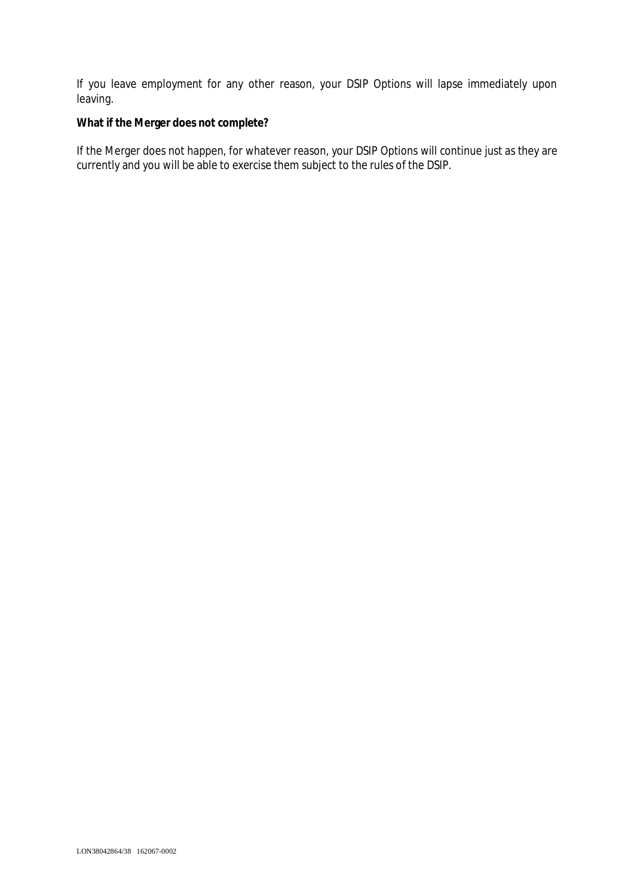If you leave employment for any other reason, your DSIP Options will lapse immediately upon leaving.

**What if the Merger does not complete?**

If the Merger does not happen, for whatever reason, your DSIP Options will continue just as they are currently and you will be able to exercise them subject to the rules of the DSIP.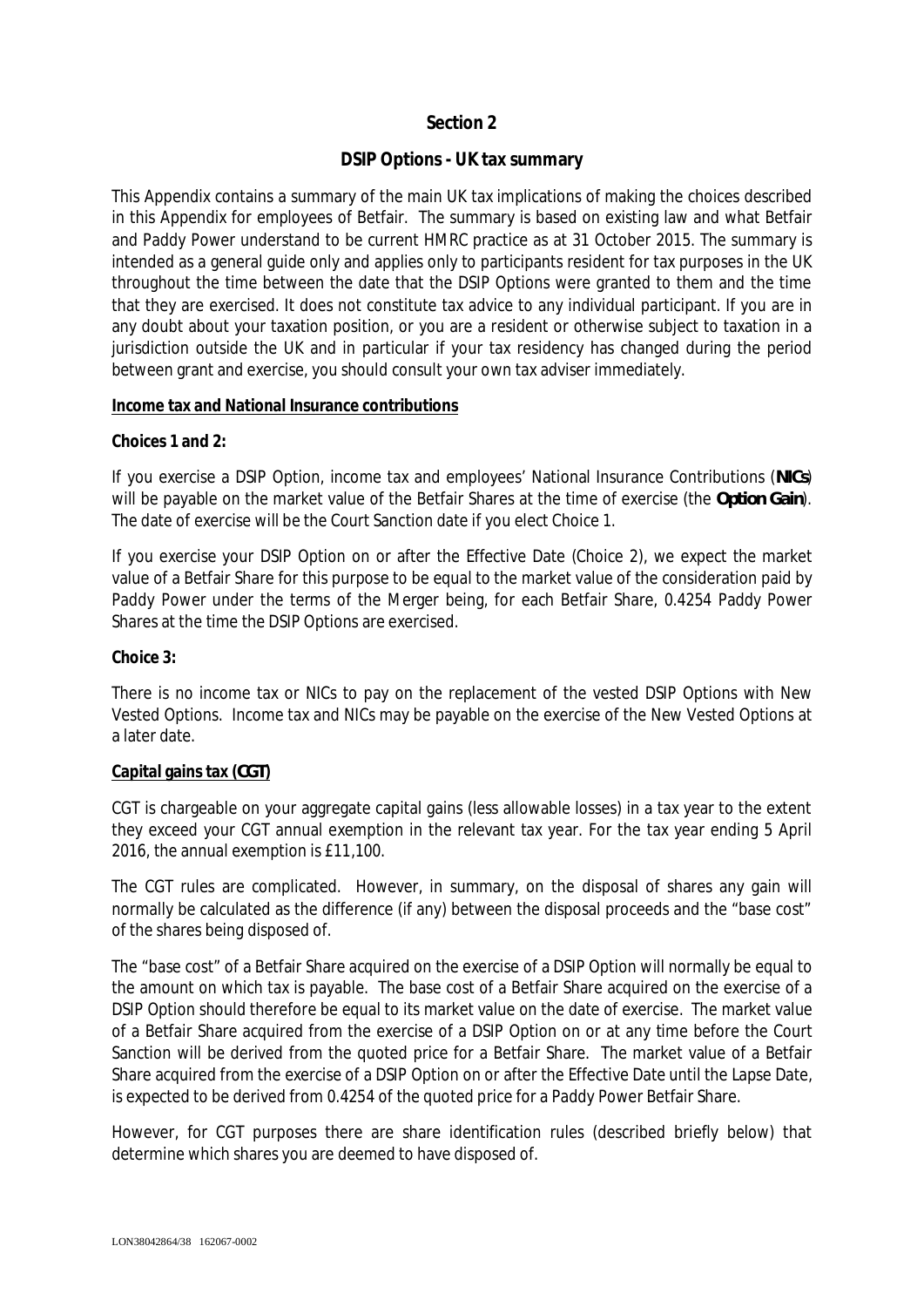## Section 2

### DSIP Options - UK tax summary

This Appendix contains a summary of the main UK tax implications of making the choices described in this Appendix for employees of Betfair. The summary is based on existing law and what Betfair and Paddy Power understand to be current HMRC practice as at 31 October 2015. The summary is intended as a general guide only and applies only to participants resident for tax purposes in the UK throughout the time between the date that the DSIP Options were granted to them and the time that they are exercised. It does not constitute tax advice to any individual participant. If you are in any doubt about your taxation position, or you are a resident or otherwise subject to taxation in a jurisdiction outside the UK and in particular if your tax residency has changed during the period between grant and exercise, you should consult your own tax adviser immediately.

**Income tax and National Insurance contributions**

**Choices 1 and 2:**

If you exercise a DSIP Option, income tax and employees' National Insurance Contributions (**NICs**) will be payable on the market value of the Betfair Shares at the time of exercise (the **Option Gain**). The date of exercise will be the Court Sanction date if you elect Choice 1.

If you exercise your DSIP Option on or after the Effective Date (Choice 2), we expect the market value of a Betfair Share for this purpose to be equal to the market value of the consideration paid by Paddy Power under the terms of the Merger being, for each Betfair Share, 0.4254 Paddy Power Shares at the time the DSIP Options are exercised.

**Choice 3:**

There is no income tax or NICs to pay on the replacement of the vested DSIP Options with New Vested Options. Income tax and NICs may be payable on the exercise of the New Vested Options at a later date.

**Capital gains tax (CGT)**

CGT is chargeable on your aggregate capital gains (less allowable losses) in a tax year to the extent they exceed your CGT annual exemption in the relevant tax year. For the tax year ending 5 April 2016, the annual exemption is £11,100.

The CGT rules are complicated. However, in summary, on the disposal of shares any gain will normally be calculated as the difference (if any) between the disposal proceeds and the "base cost" of the shares being disposed of.

The "base cost" of a Betfair Share acquired on the exercise of a DSIP Option will normally be equal to the amount on which tax is payable. The base cost of a Betfair Share acquired on the exercise of a DSIP Option should therefore be equal to its market value on the date of exercise. The market value of a Betfair Share acquired from the exercise of a DSIP Option on or at any time before the Court Sanction will be derived from the quoted price for a Betfair Share. The market value of a Betfair Share acquired from the exercise of a DSIP Option on or after the Effective Date until the Lapse Date, is expected to be derived from 0.4254 of the quoted price for a Paddy Power Betfair Share.

However, for CGT purposes there are share identification rules (described briefly below) that determine which shares you are deemed to have disposed of.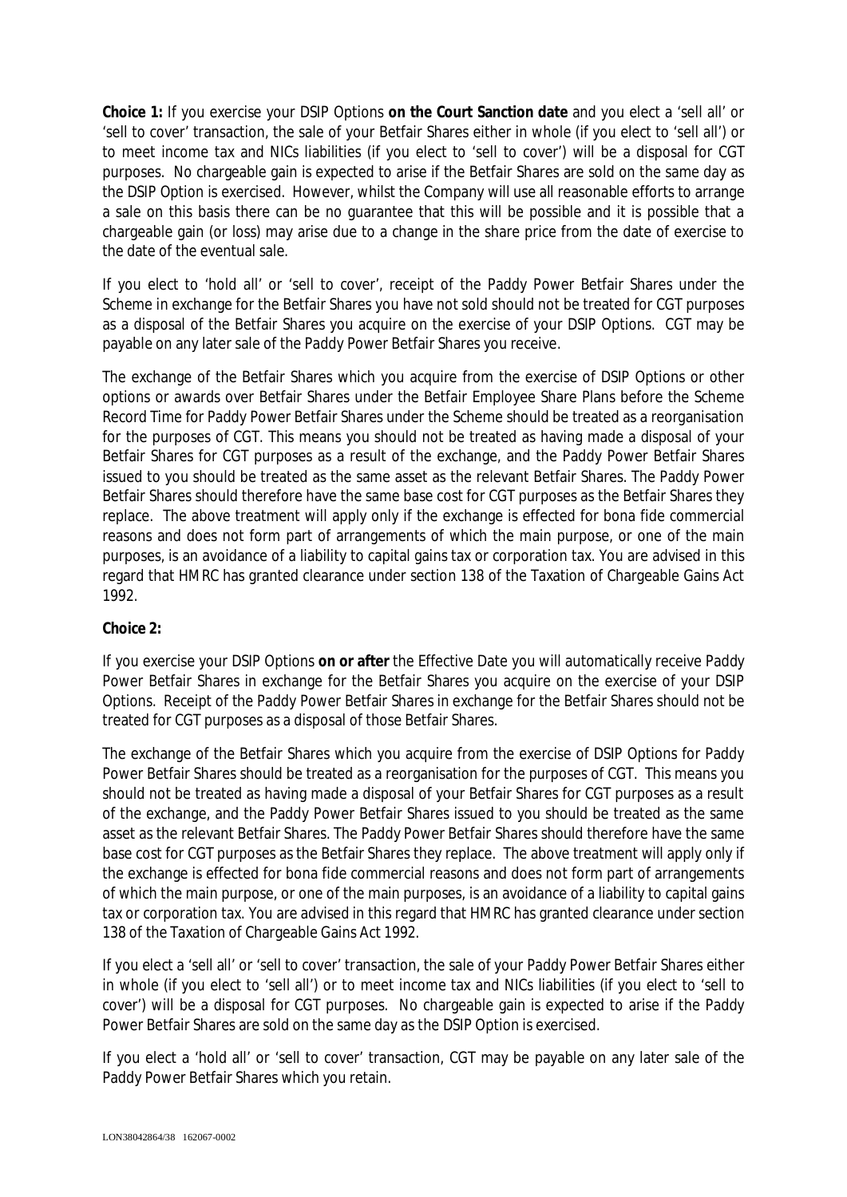**Choice 1:** If you exercise your DSIP Options **on the Court Sanction date** and you elect a 'sell all' or 'sell to cover' transaction, the sale of your Betfair Shares either in whole (if you elect to 'sell all') or to meet income tax and NICs liabilities (if you elect to 'sell to cover') will be a disposal for CGT purposes. No chargeable gain is expected to arise if the Betfair Shares are sold on the same day as the DSIP Option is exercised. However, whilst the Company will use all reasonable efforts to arrange a sale on this basis there can be no guarantee that this will be possible and it is possible that a chargeable gain (or loss) may arise due to a change in the share price from the date of exercise to the date of the eventual sale.

If you elect to 'hold all' or 'sell to cover', receipt of the Paddy Power Betfair Shares under the Scheme in exchange for the Betfair Shares you have not sold should not be treated for CGT purposes as a disposal of the Betfair Shares you acquire on the exercise of your DSIP Options. CGT may be payable on any later sale of the Paddy Power Betfair Shares you receive.

The exchange of the Betfair Shares which you acquire from the exercise of DSIP Options or other options or awards over Betfair Shares under the Betfair Employee Share Plans before the Scheme Record Time for Paddy Power Betfair Shares under the Scheme should be treated as a reorganisation for the purposes of CGT. This means you should not be treated as having made a disposal of your Betfair Shares for CGT purposes as a result of the exchange, and the Paddy Power Betfair Shares issued to you should be treated as the same asset as the relevant Betfair Shares. The Paddy Power Betfair Shares should therefore have the same base cost for CGT purposes as the Betfair Shares they replace. The above treatment will apply only if the exchange is effected for bona fide commercial reasons and does not form part of arrangements of which the main purpose, or one of the main purposes, is an avoidance of a liability to capital gains tax or corporation tax. You are advised in this regard that HMRC has granted clearance under section 138 of the Taxation of Chargeable Gains Act 1992.

**Choice 2:**

If you exercise your DSIP Options **on or after** the Effective Date you will automatically receive Paddy Power Betfair Shares in exchange for the Betfair Shares you acquire on the exercise of your DSIP Options. Receipt of the Paddy Power Betfair Shares in exchange for the Betfair Shares should not be treated for CGT purposes as a disposal of those Betfair Shares.

The exchange of the Betfair Shares which you acquire from the exercise of DSIP Options for Paddy Power Betfair Shares should be treated as a reorganisation for the purposes of CGT. This means you should not be treated as having made a disposal of your Betfair Shares for CGT purposes as a result of the exchange, and the Paddy Power Betfair Shares issued to you should be treated as the same asset as the relevant Betfair Shares. The Paddy Power Betfair Shares should therefore have the same base cost for CGT purposes as the Betfair Shares they replace. The above treatment will apply only if the exchange is effected for bona fide commercial reasons and does not form part of arrangements of which the main purpose, or one of the main purposes, is an avoidance of a liability to capital gains tax or corporation tax. You are advised in this regard that HMRC has granted clearance under section 138 of the Taxation of Chargeable Gains Act 1992.

If you elect a 'sell all' or 'sell to cover' transaction, the sale of your Paddy Power Betfair Shares either in whole (if you elect to 'sell all') or to meet income tax and NICs liabilities (if you elect to 'sell to cover') will be a disposal for CGT purposes. No chargeable gain is expected to arise if the Paddy Power Betfair Shares are sold on the same day as the DSIP Option is exercised.

If you elect a 'hold all' or 'sell to cover' transaction, CGT may be payable on any later sale of the Paddy Power Betfair Shares which you retain.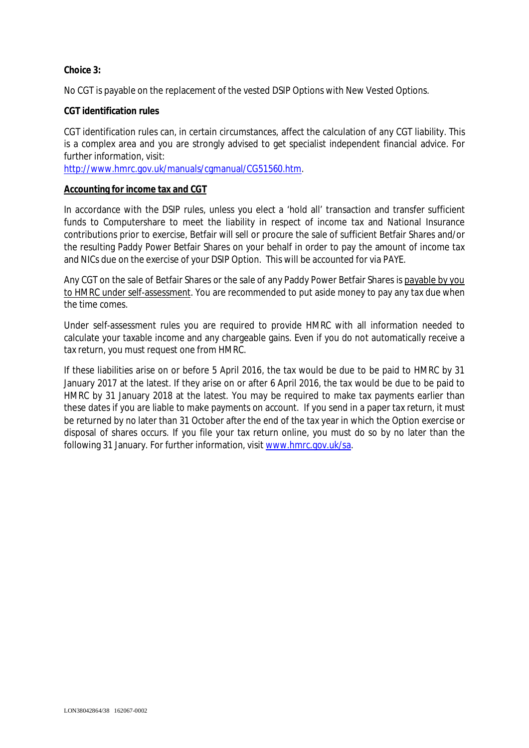**Choice 3:**

No CGT is payable on the replacement of the vested DSIP Options with New Vested Options.

**CGT identification rules**

CGT identification rules can, in certain circumstances, affect the calculation of any CGT liability. This is a complex area and you are strongly advised to get specialist independent financial advice. For further information, visit:
http://www.hmrc.gov.uk/manuals/cgmanual/CG51560.htm.

**Accounting for income tax and CGT**

In accordance with the DSIP rules, unless you elect a 'hold all' transaction and transfer sufficient funds to Computershare to meet the liability in respect of income tax and National Insurance contributions prior to exercise, Betfair will sell or procure the sale of sufficient Betfair Shares and/or the resulting Paddy Power Betfair Shares on your behalf in order to pay the amount of income tax and NICs due on the exercise of your DSIP Option. This will be accounted for via PAYE.

Any CGT on the sale of Betfair Shares or the sale of any Paddy Power Betfair Shares is payable by you to HMRC under self-assessment. You are recommended to put aside money to pay any tax due when the time comes.

Under self-assessment rules you are required to provide HMRC with all information needed to calculate your taxable income and any chargeable gains. Even if you do not automatically receive a tax return, you must request one from HMRC.

If these liabilities arise on or before 5 April 2016, the tax would be due to be paid to HMRC by 31 January 2017 at the latest. If they arise on or after 6 April 2016, the tax would be due to be paid to HMRC by 31 January 2018 at the latest. You may be required to make tax payments earlier than these dates if you are liable to make payments on account. If you send in a paper tax return, it must be returned by no later than 31 October after the end of the tax year in which the Option exercise or disposal of shares occurs. If you file your tax return online, you must do so by no later than the following 31 January. For further information, visit www.hmrc.gov.uk/sa.

LON38042864/38 162067-0002